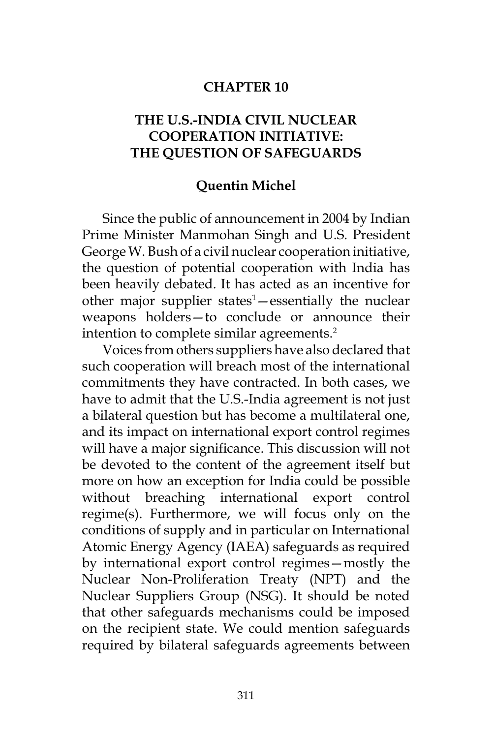# CHAPTER 10

# THE U.S.-INDIA CIVIL NUCLEAR COOPERATION INITIATIVE: THE QUESTION OF SAFEGUARDS

**Quentin Michel**

Since the public of announcement in 2004 by Indian Prime Minister Manmohan Singh and U.S. President George W. Bush of a civil nuclear cooperation initiative, the question of potential cooperation with India has been heavily debated. It has acted as an incentive for other major supplier states[1]—essentially the nuclear weapons holders—to conclude or announce their intention to complete similar agreements.[2]

Voices from others suppliers have also declared that such cooperation will breach most of the international commitments they have contracted. In both cases, we have to admit that the U.S.-India agreement is not just a bilateral question but has become a multilateral one, and its impact on international export control regimes will have a major significance. This discussion will not be devoted to the content of the agreement itself but more on how an exception for India could be possible without breaching international export control regime(s). Furthermore, we will focus only on the conditions of supply and in particular on International Atomic Energy Agency (IAEA) safeguards as required by international export control regimes—mostly the Nuclear Non-Proliferation Treaty (NPT) and the Nuclear Suppliers Group (NSG). It should be noted that other safeguards mechanisms could be imposed on the recipient state. We could mention safeguards required by bilateral safeguards agreements between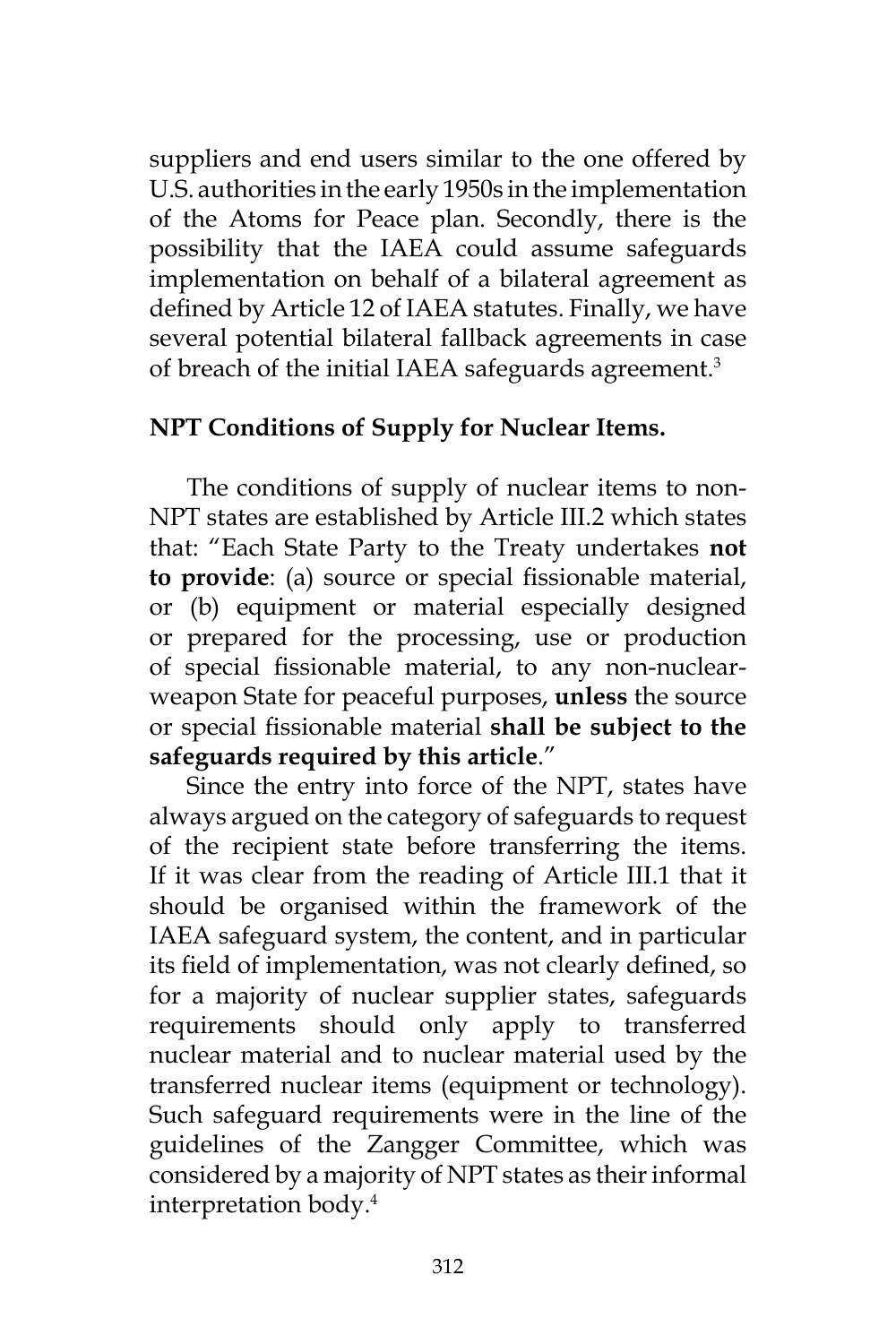suppliers and end users similar to the one offered by U.S. authorities in the early 1950s in the implementation of the Atoms for Peace plan. Secondly, there is the possibility that the IAEA could assume safeguards implementation on behalf of a bilateral agreement as defined by Article 12 of IAEA statutes. Finally, we have several potential bilateral fallback agreements in case of breach of the initial IAEA safeguards agreement.[3]

**NPT Conditions of Supply for Nuclear Items.**

The conditions of supply of nuclear items to non-NPT states are established by Article III.2 which states that: "Each State Party to the Treaty undertakes **not to provide**: (a) source or special fissionable material, or (b) equipment or material especially designed or prepared for the processing, use or production of special fissionable material, to any non-nuclear-weapon State for peaceful purposes, **unless** the source or special fissionable material **shall be subject to the safeguards required by this article**."

Since the entry into force of the NPT, states have always argued on the category of safeguards to request of the recipient state before transferring the items. If it was clear from the reading of Article III.1 that it should be organised within the framework of the IAEA safeguard system, the content, and in particular its field of implementation, was not clearly defined, so for a majority of nuclear supplier states, safeguards requirements should only apply to transferred nuclear material and to nuclear material used by the transferred nuclear items (equipment or technology). Such safeguard requirements were in the line of the guidelines of the Zangger Committee, which was considered by a majority of NPT states as their informal interpretation body.[4]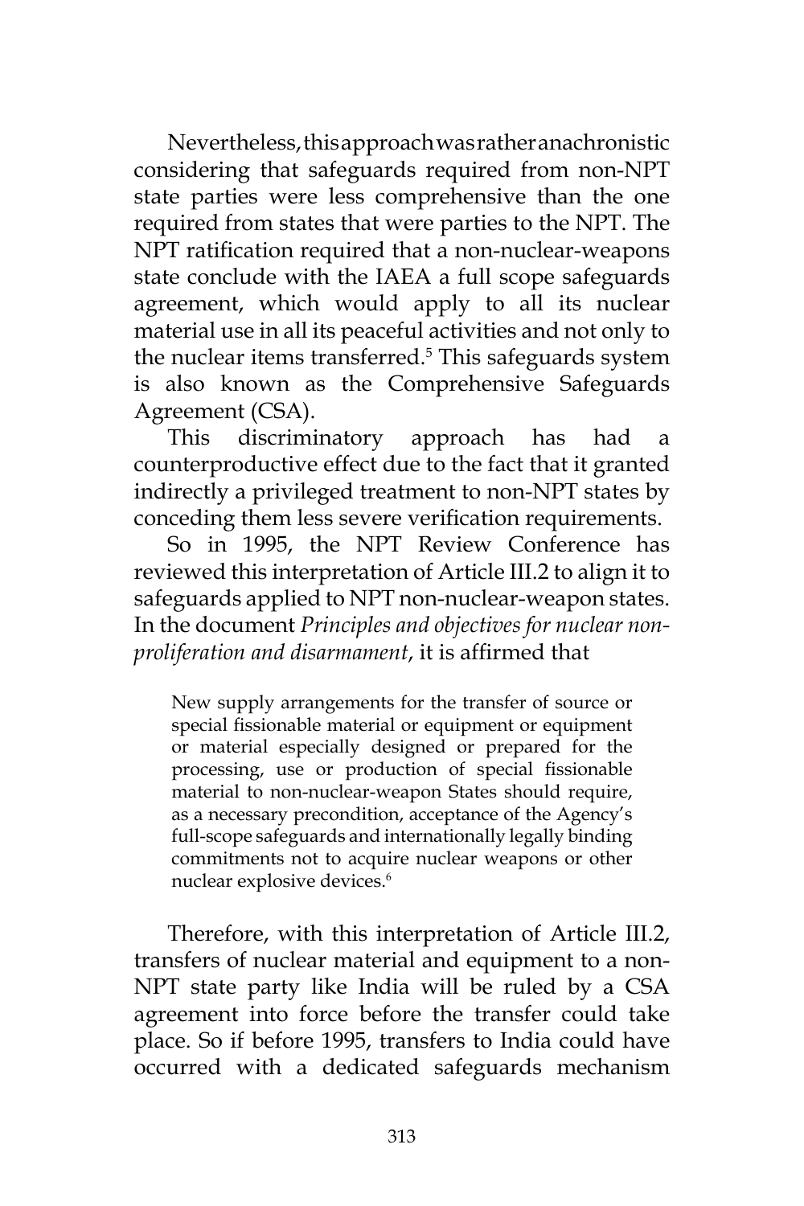Nevertheless, this approach was rather anachronistic considering that safeguards required from non-NPT state parties were less comprehensive than the one required from states that were parties to the NPT. The NPT ratification required that a non-nuclear-weapons state conclude with the IAEA a full scope safeguards agreement, which would apply to all its nuclear material use in all its peaceful activities and not only to the nuclear items transferred.[5] This safeguards system is also known as the Comprehensive Safeguards Agreement (CSA).

This discriminatory approach has had a counterproductive effect due to the fact that it granted indirectly a privileged treatment to non-NPT states by conceding them less severe verification requirements.

So in 1995, the NPT Review Conference has reviewed this interpretation of Article III.2 to align it to safeguards applied to NPT non-nuclear-weapon states. In the document *Principles and objectives for nuclear non-proliferation and disarmament*, it is affirmed that

> New supply arrangements for the transfer of source or special fissionable material or equipment or equipment or material especially designed or prepared for the processing, use or production of special fissionable material to non-nuclear-weapon States should require, as a necessary precondition, acceptance of the Agency's full-scope safeguards and internationally legally binding commitments not to acquire nuclear weapons or other nuclear explosive devices.[6]

Therefore, with this interpretation of Article III.2, transfers of nuclear material and equipment to a non-NPT state party like India will be ruled by a CSA agreement into force before the transfer could take place. So if before 1995, transfers to India could have occurred with a dedicated safeguards mechanism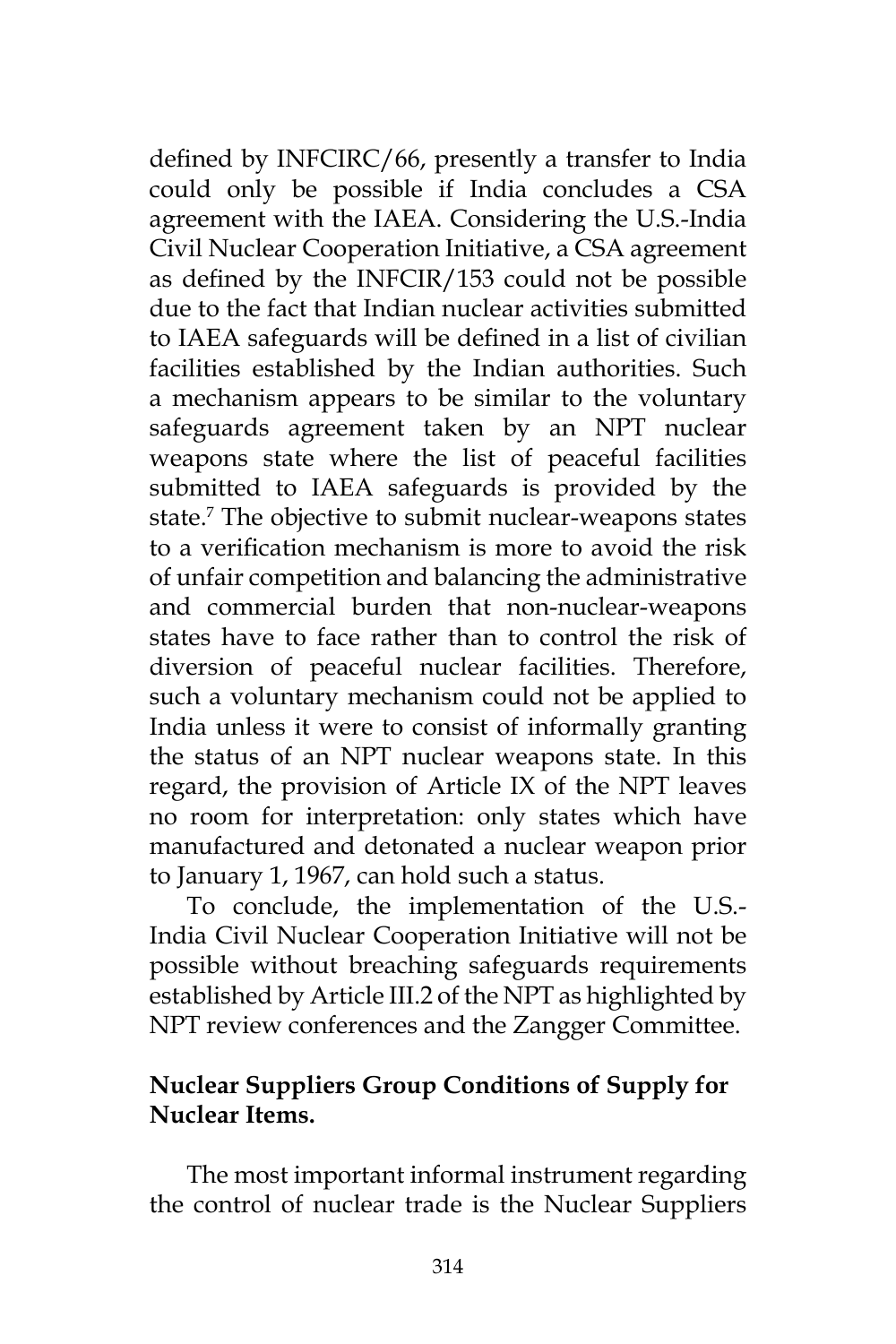defined by INFCIRC/66, presently a transfer to India could only be possible if India concludes a CSA agreement with the IAEA. Considering the U.S.-India Civil Nuclear Cooperation Initiative, a CSA agreement as defined by the INFCIR/153 could not be possible due to the fact that Indian nuclear activities submitted to IAEA safeguards will be defined in a list of civilian facilities established by the Indian authorities. Such a mechanism appears to be similar to the voluntary safeguards agreement taken by an NPT nuclear weapons state where the list of peaceful facilities submitted to IAEA safeguards is provided by the state.[7] The objective to submit nuclear-weapons states to a verification mechanism is more to avoid the risk of unfair competition and balancing the administrative and commercial burden that non-nuclear-weapons states have to face rather than to control the risk of diversion of peaceful nuclear facilities. Therefore, such a voluntary mechanism could not be applied to India unless it were to consist of informally granting the status of an NPT nuclear weapons state. In this regard, the provision of Article IX of the NPT leaves no room for interpretation: only states which have manufactured and detonated a nuclear weapon prior to January 1, 1967, can hold such a status.

To conclude, the implementation of the U.S.-India Civil Nuclear Cooperation Initiative will not be possible without breaching safeguards requirements established by Article III.2 of the NPT as highlighted by NPT review conferences and the Zangger Committee.

**Nuclear Suppliers Group Conditions of Supply for Nuclear Items.**

The most important informal instrument regarding the control of nuclear trade is the Nuclear Suppliers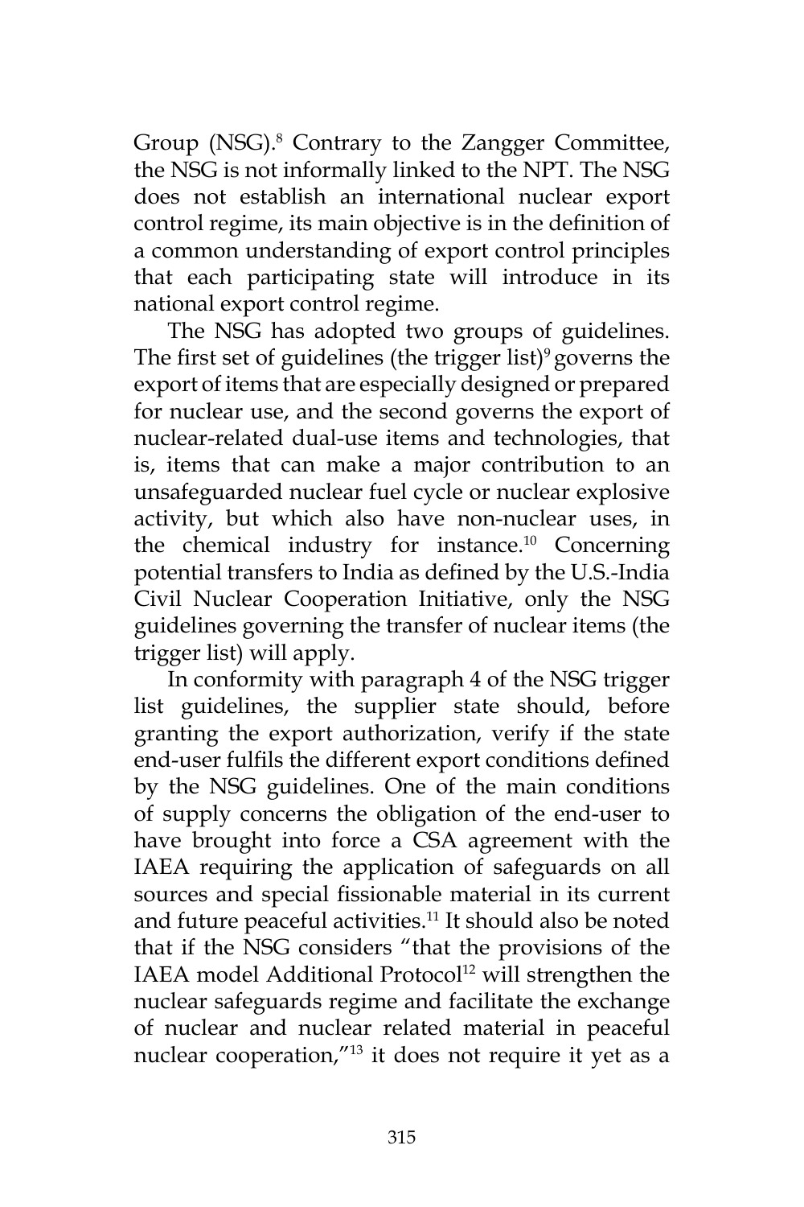Group (NSG).[8] Contrary to the Zangger Committee, the NSG is not informally linked to the NPT. The NSG does not establish an international nuclear export control regime, its main objective is in the definition of a common understanding of export control principles that each participating state will introduce in its national export control regime.

The NSG has adopted two groups of guidelines. The first set of guidelines (the trigger list)[9] governs the export of items that are especially designed or prepared for nuclear use, and the second governs the export of nuclear-related dual-use items and technologies, that is, items that can make a major contribution to an unsafeguarded nuclear fuel cycle or nuclear explosive activity, but which also have non-nuclear uses, in the chemical industry for instance.[10] Concerning potential transfers to India as defined by the U.S.-India Civil Nuclear Cooperation Initiative, only the NSG guidelines governing the transfer of nuclear items (the trigger list) will apply.

In conformity with paragraph 4 of the NSG trigger list guidelines, the supplier state should, before granting the export authorization, verify if the state end-user fulfils the different export conditions defined by the NSG guidelines. One of the main conditions of supply concerns the obligation of the end-user to have brought into force a CSA agreement with the IAEA requiring the application of safeguards on all sources and special fissionable material in its current and future peaceful activities.[11] It should also be noted that if the NSG considers "that the provisions of the IAEA model Additional Protocol[12] will strengthen the nuclear safeguards regime and facilitate the exchange of nuclear and nuclear related material in peaceful nuclear cooperation,"[13] it does not require it yet as a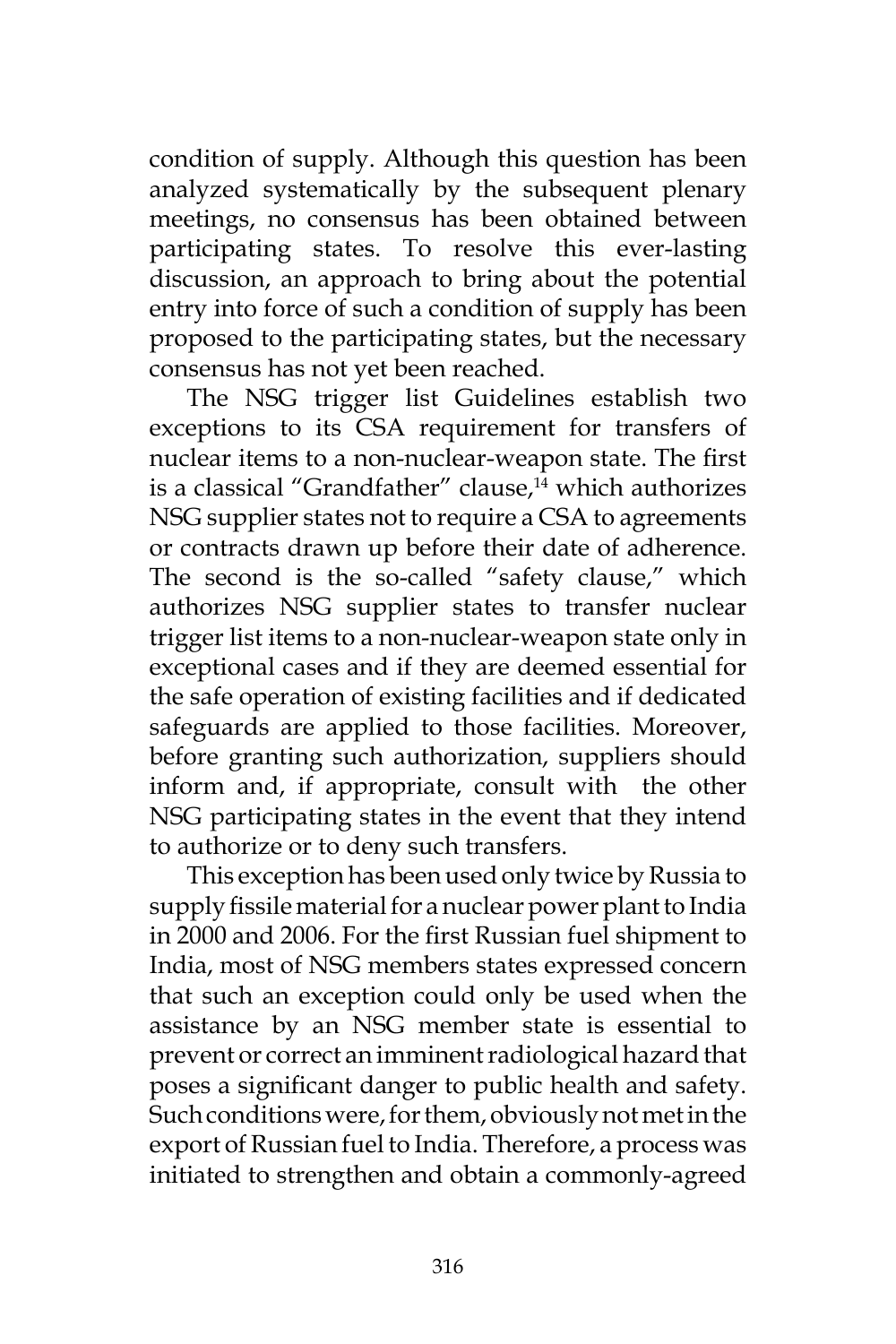condition of supply. Although this question has been analyzed systematically by the subsequent plenary meetings, no consensus has been obtained between participating states. To resolve this ever-lasting discussion, an approach to bring about the potential entry into force of such a condition of supply has been proposed to the participating states, but the necessary consensus has not yet been reached.

The NSG trigger list Guidelines establish two exceptions to its CSA requirement for transfers of nuclear items to a non-nuclear-weapon state. The first is a classical "Grandfather" clause,[14] which authorizes NSG supplier states not to require a CSA to agreements or contracts drawn up before their date of adherence. The second is the so-called "safety clause," which authorizes NSG supplier states to transfer nuclear trigger list items to a non-nuclear-weapon state only in exceptional cases and if they are deemed essential for the safe operation of existing facilities and if dedicated safeguards are applied to those facilities. Moreover, before granting such authorization, suppliers should inform and, if appropriate, consult with the other NSG participating states in the event that they intend to authorize or to deny such transfers.

This exception has been used only twice by Russia to supply fissile material for a nuclear power plant to India in 2000 and 2006. For the first Russian fuel shipment to India, most of NSG members states expressed concern that such an exception could only be used when the assistance by an NSG member state is essential to prevent or correct an imminent radiological hazard that poses a significant danger to public health and safety. Such conditions were, for them, obviously not met in the export of Russian fuel to India. Therefore, a process was initiated to strengthen and obtain a commonly-agreed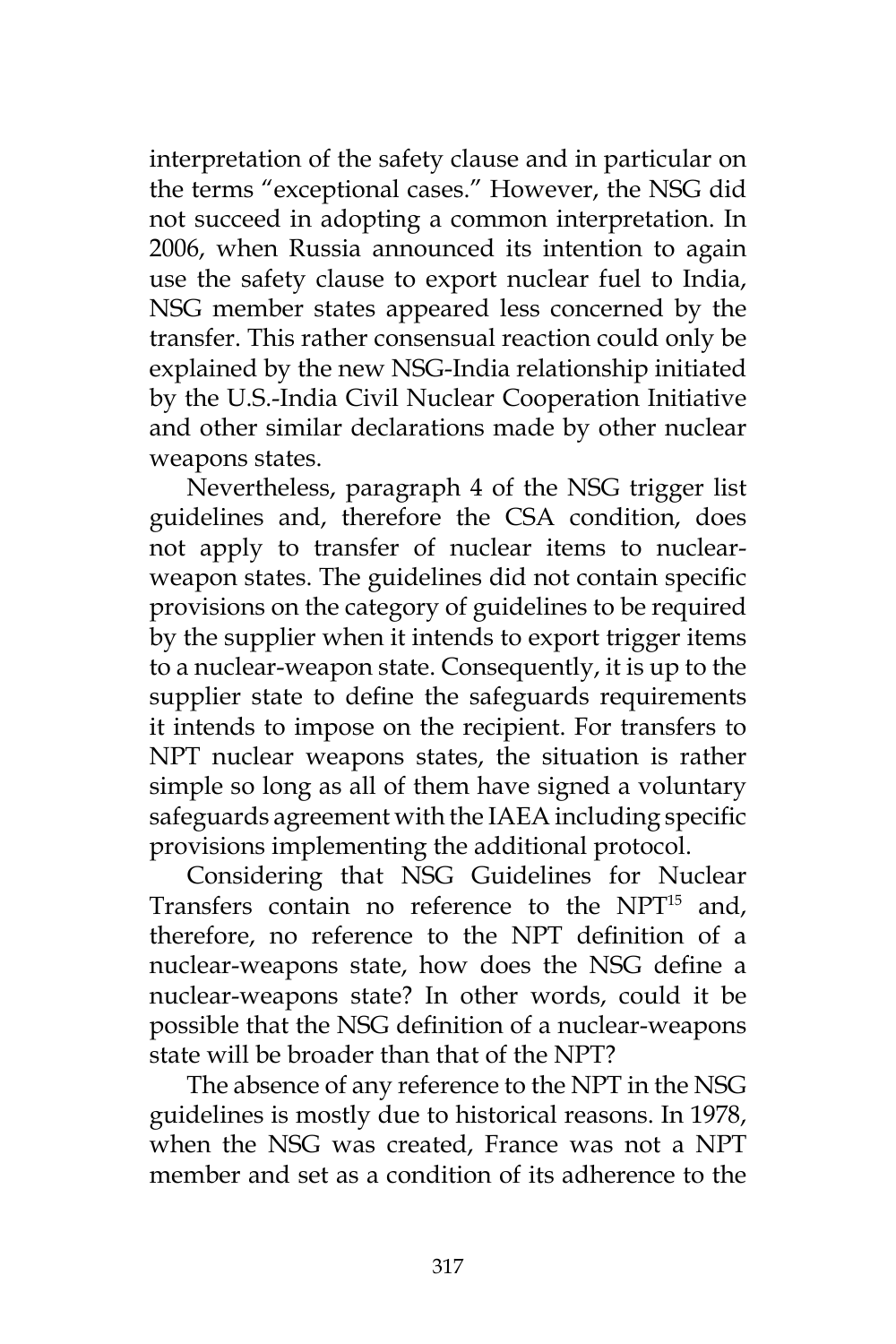interpretation of the safety clause and in particular on the terms "exceptional cases." However, the NSG did not succeed in adopting a common interpretation. In 2006, when Russia announced its intention to again use the safety clause to export nuclear fuel to India, NSG member states appeared less concerned by the transfer. This rather consensual reaction could only be explained by the new NSG-India relationship initiated by the U.S.-India Civil Nuclear Cooperation Initiative and other similar declarations made by other nuclear weapons states.

Nevertheless, paragraph 4 of the NSG trigger list guidelines and, therefore the CSA condition, does not apply to transfer of nuclear items to nuclear-weapon states. The guidelines did not contain specific provisions on the category of guidelines to be required by the supplier when it intends to export trigger items to a nuclear-weapon state. Consequently, it is up to the supplier state to define the safeguards requirements it intends to impose on the recipient. For transfers to NPT nuclear weapons states, the situation is rather simple so long as all of them have signed a voluntary safeguards agreement with the IAEA including specific provisions implementing the additional protocol.

Considering that NSG Guidelines for Nuclear Transfers contain no reference to the NPT[15] and, therefore, no reference to the NPT definition of a nuclear-weapons state, how does the NSG define a nuclear-weapons state? In other words, could it be possible that the NSG definition of a nuclear-weapons state will be broader than that of the NPT?

The absence of any reference to the NPT in the NSG guidelines is mostly due to historical reasons. In 1978, when the NSG was created, France was not a NPT member and set as a condition of its adherence to the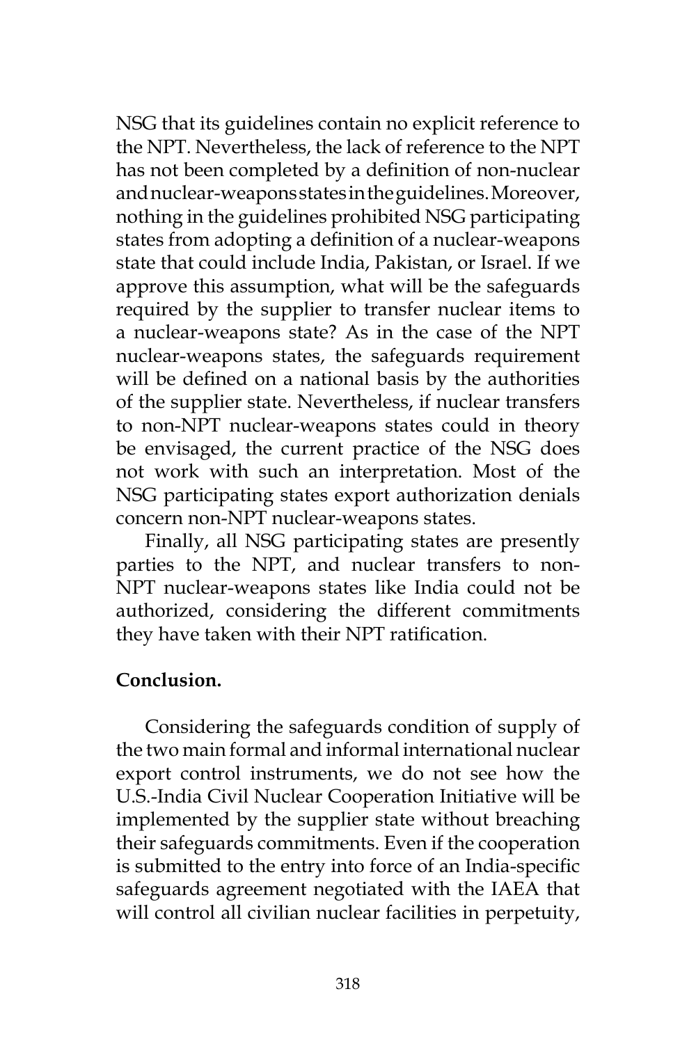NSG that its guidelines contain no explicit reference to the NPT. Nevertheless, the lack of reference to the NPT has not been completed by a definition of non-nuclear and nuclear-weapons states in the guidelines. Moreover, nothing in the guidelines prohibited NSG participating states from adopting a definition of a nuclear-weapons state that could include India, Pakistan, or Israel. If we approve this assumption, what will be the safeguards required by the supplier to transfer nuclear items to a nuclear-weapons state? As in the case of the NPT nuclear-weapons states, the safeguards requirement will be defined on a national basis by the authorities of the supplier state. Nevertheless, if nuclear transfers to non-NPT nuclear-weapons states could in theory be envisaged, the current practice of the NSG does not work with such an interpretation. Most of the NSG participating states export authorization denials concern non-NPT nuclear-weapons states.

Finally, all NSG participating states are presently parties to the NPT, and nuclear transfers to non-NPT nuclear-weapons states like India could not be authorized, considering the different commitments they have taken with their NPT ratification.

**Conclusion.**

Considering the safeguards condition of supply of the two main formal and informal international nuclear export control instruments, we do not see how the U.S.-India Civil Nuclear Cooperation Initiative will be implemented by the supplier state without breaching their safeguards commitments. Even if the cooperation is submitted to the entry into force of an India-specific safeguards agreement negotiated with the IAEA that will control all civilian nuclear facilities in perpetuity,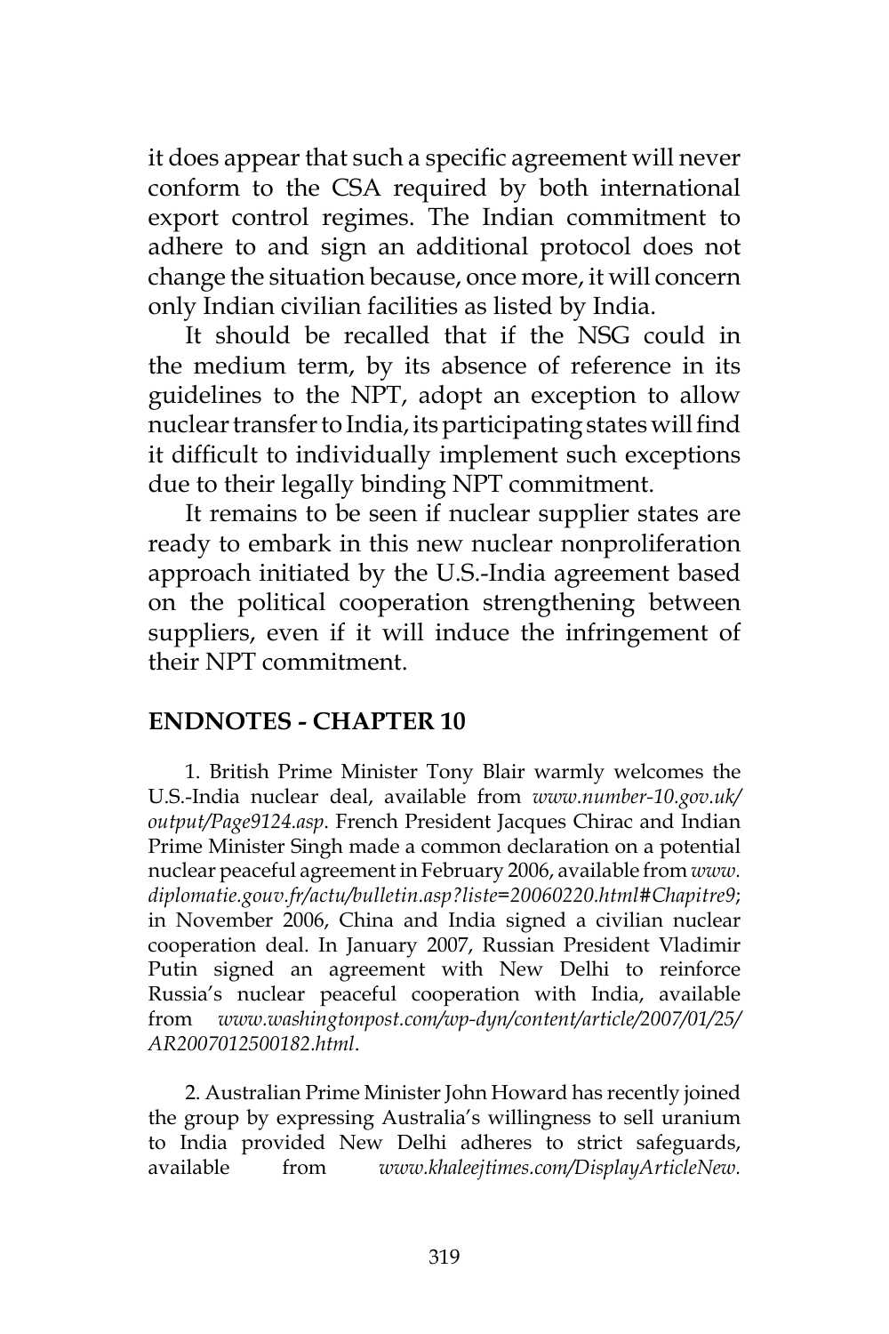it does appear that such a specific agreement will never conform to the CSA required by both international export control regimes. The Indian commitment to adhere to and sign an additional protocol does not change the situation because, once more, it will concern only Indian civilian facilities as listed by India.

It should be recalled that if the NSG could in the medium term, by its absence of reference in its guidelines to the NPT, adopt an exception to allow nuclear transfer to India, its participating states will find it difficult to individually implement such exceptions due to their legally binding NPT commitment.

It remains to be seen if nuclear supplier states are ready to embark in this new nuclear nonproliferation approach initiated by the U.S.-India agreement based on the political cooperation strengthening between suppliers, even if it will induce the infringement of their NPT commitment.

## ENDNOTES - CHAPTER 10

1. British Prime Minister Tony Blair warmly welcomes the U.S.-India nuclear deal, available from *www.number-10.gov.uk/output/Page9124.asp*. French President Jacques Chirac and Indian Prime Minister Singh made a common declaration on a potential nuclear peaceful agreement in February 2006, available from *www.diplomatie.gouv.fr/actu/bulletin.asp?liste=20060220.html#Chapitre9*; in November 2006, China and India signed a civilian nuclear cooperation deal. In January 2007, Russian President Vladimir Putin signed an agreement with New Delhi to reinforce Russia's nuclear peaceful cooperation with India, available from *www.washingtonpost.com/wp-dyn/content/article/2007/01/25/AR2007012500182.html*.

2. Australian Prime Minister John Howard has recently joined the group by expressing Australia's willingness to sell uranium to India provided New Delhi adheres to strict safeguards, available from *www.khaleejtimes.com/DisplayArticleNew.*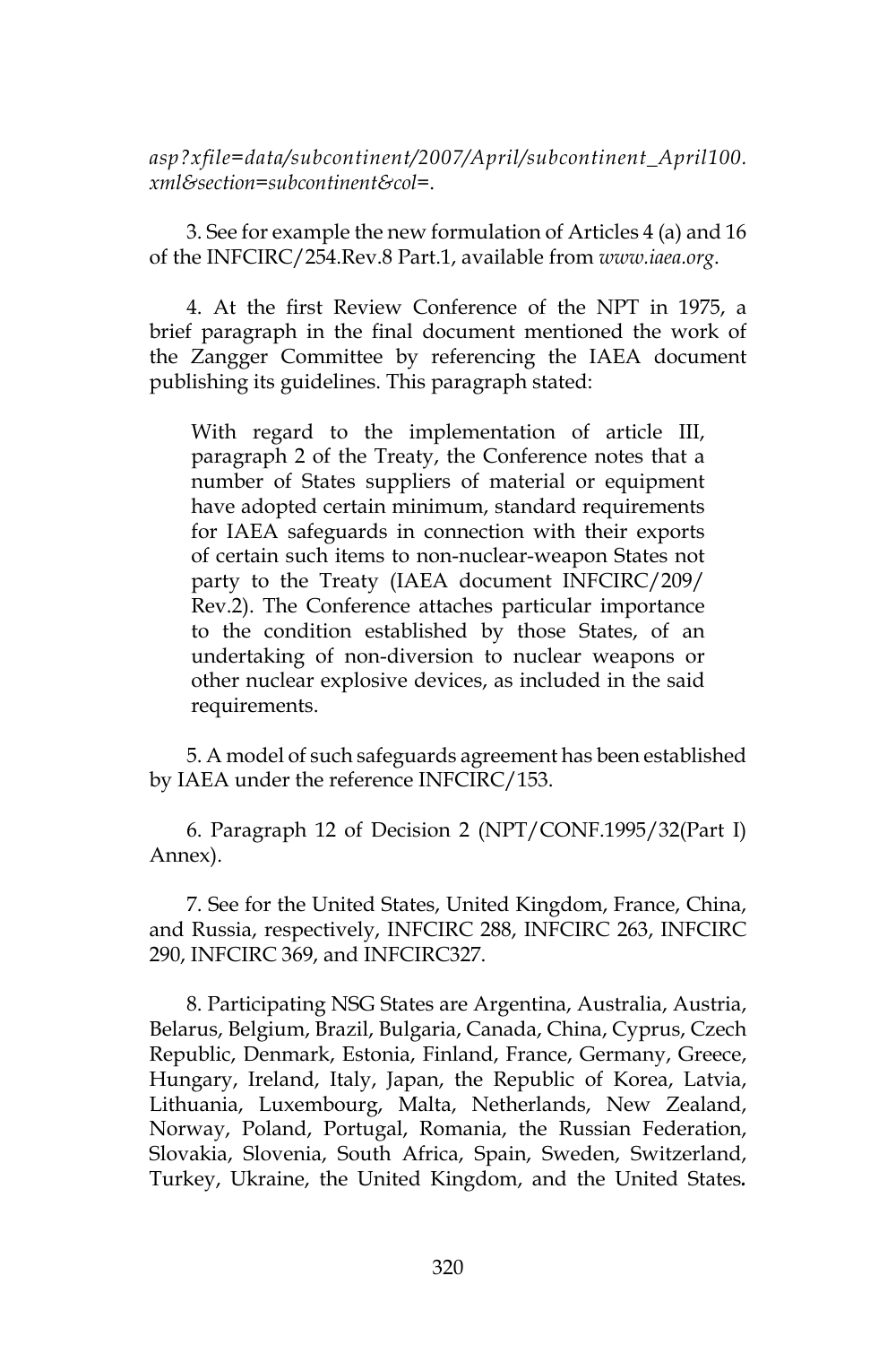*asp?xfile=data/subcontinent/2007/April/subcontinent_April100.xml&section=subcontinent&col=*.

3. See for example the new formulation of Articles 4 (a) and 16 of the INFCIRC/254.Rev.8 Part.1, available from *www.iaea.org*.

4. At the first Review Conference of the NPT in 1975, a brief paragraph in the final document mentioned the work of the Zangger Committee by referencing the IAEA document publishing its guidelines. This paragraph stated:

> With regard to the implementation of article III, paragraph 2 of the Treaty, the Conference notes that a number of States suppliers of material or equipment have adopted certain minimum, standard requirements for IAEA safeguards in connection with their exports of certain such items to non-nuclear-weapon States not party to the Treaty (IAEA document INFCIRC/209/Rev.2). The Conference attaches particular importance to the condition established by those States, of an undertaking of non-diversion to nuclear weapons or other nuclear explosive devices, as included in the said requirements.

5. A model of such safeguards agreement has been established by IAEA under the reference INFCIRC/153.

6. Paragraph 12 of Decision 2 (NPT/CONF.1995/32(Part I) Annex).

7. See for the United States, United Kingdom, France, China, and Russia, respectively, INFCIRC 288, INFCIRC 263, INFCIRC 290, INFCIRC 369, and INFCIRC327.

8. Participating NSG States are Argentina, Australia, Austria, Belarus, Belgium, Brazil, Bulgaria, Canada, China, Cyprus, Czech Republic, Denmark, Estonia, Finland, France, Germany, Greece, Hungary, Ireland, Italy, Japan, the Republic of Korea, Latvia, Lithuania, Luxembourg, Malta, Netherlands, New Zealand, Norway, Poland, Portugal, Romania, the Russian Federation, Slovakia, Slovenia, South Africa, Spain, Sweden, Switzerland, Turkey, Ukraine, the United Kingdom, and the United States.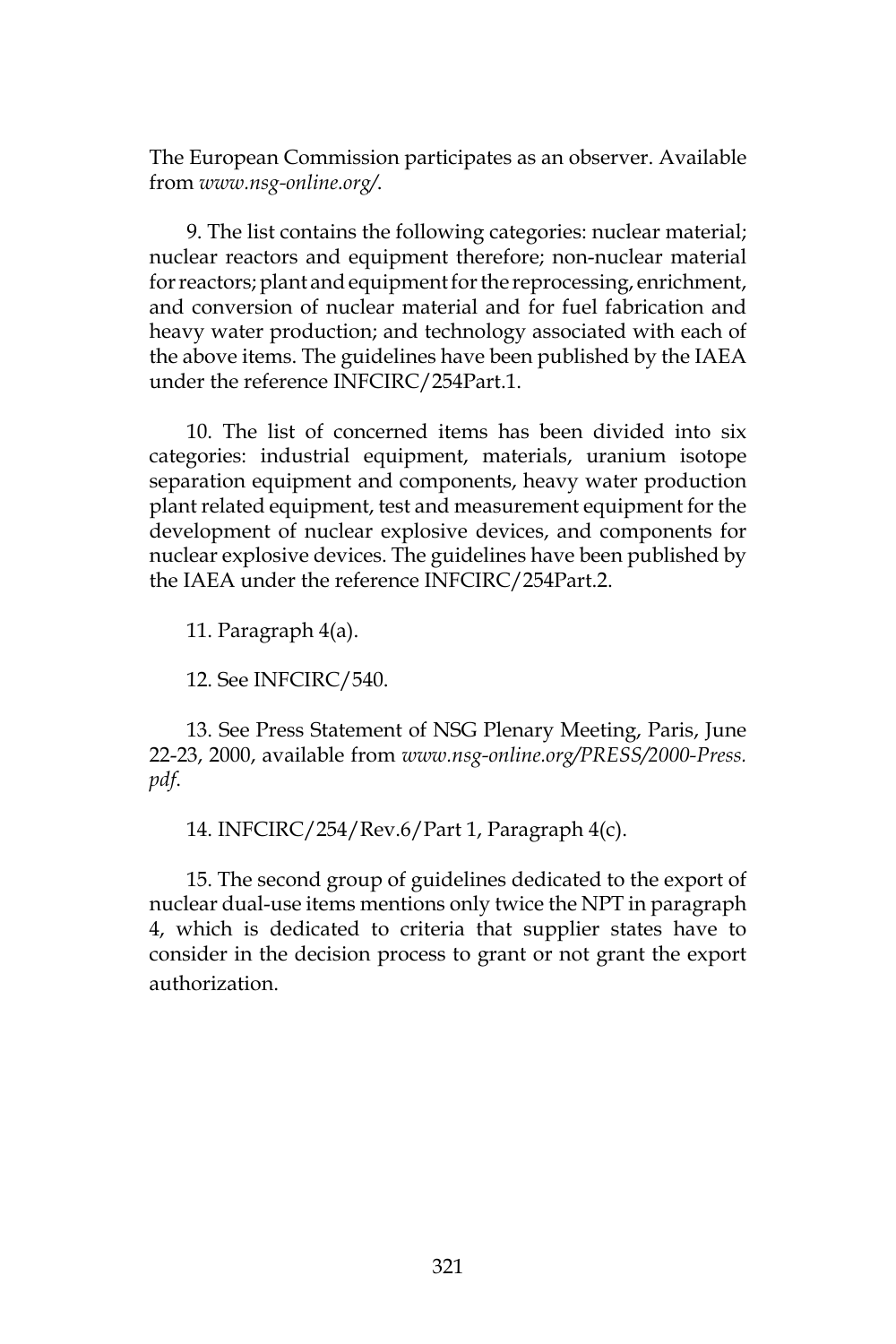The European Commission participates as an observer. Available from *www.nsg-online.org/*.

9. The list contains the following categories: nuclear material; nuclear reactors and equipment therefore; non-nuclear material for reactors; plant and equipment for the reprocessing, enrichment, and conversion of nuclear material and for fuel fabrication and heavy water production; and technology associated with each of the above items. The guidelines have been published by the IAEA under the reference INFCIRC/254Part.1.

10. The list of concerned items has been divided into six categories: industrial equipment, materials, uranium isotope separation equipment and components, heavy water production plant related equipment, test and measurement equipment for the development of nuclear explosive devices, and components for nuclear explosive devices. The guidelines have been published by the IAEA under the reference INFCIRC/254Part.2.

11. Paragraph 4(a).

12. See INFCIRC/540.

13. See Press Statement of NSG Plenary Meeting, Paris, June 22-23, 2000, available from *www.nsg-online.org/PRESS/2000-Press.pdf*.

14. INFCIRC/254/Rev.6/Part 1, Paragraph 4(c).

15. The second group of guidelines dedicated to the export of nuclear dual-use items mentions only twice the NPT in paragraph 4, which is dedicated to criteria that supplier states have to consider in the decision process to grant or not grant the export authorization.